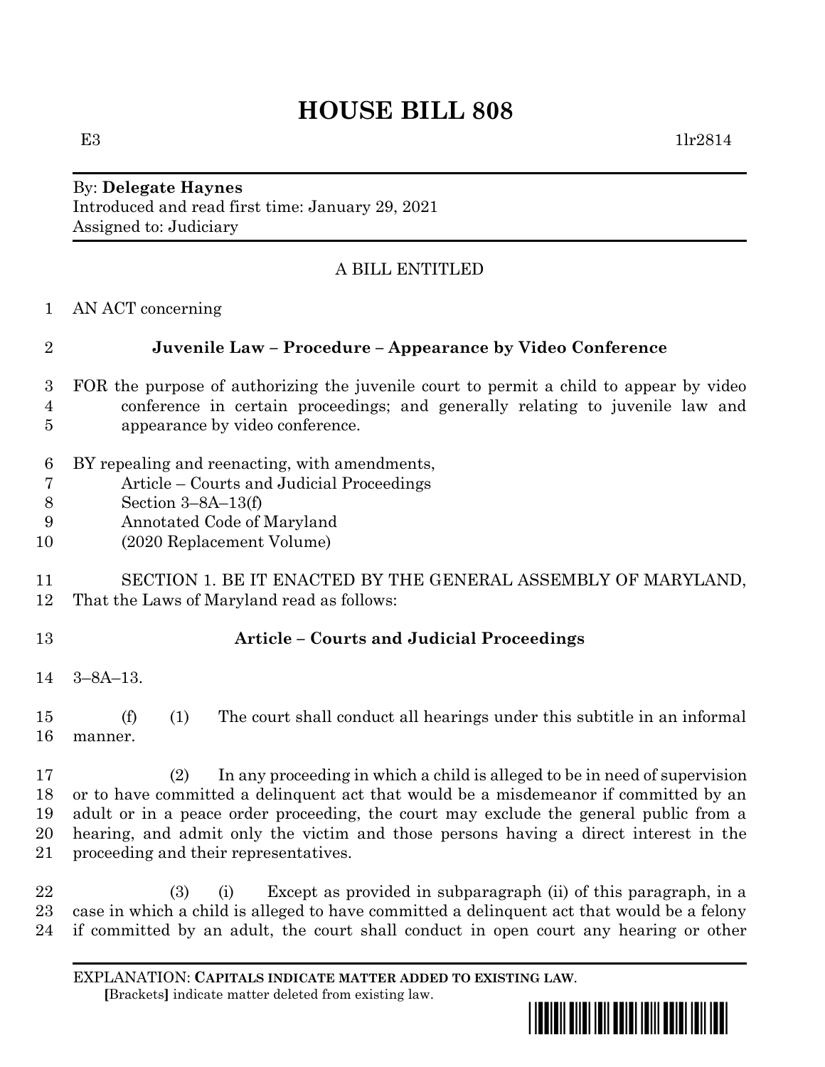# HOUSE BILL 808

E3 1lr2814

By: **Delegate Haynes**
Introduced and read first time: January 29, 2021
Assigned to: Judiciary

A BILL ENTITLED

AN ACT concerning

**Juvenile Law – Procedure – Appearance by Video Conference**

FOR the purpose of authorizing the juvenile court to permit a child to appear by video conference in certain proceedings; and generally relating to juvenile law and appearance by video conference.

BY repealing and reenacting, with amendments,
Article – Courts and Judicial Proceedings
Section 3–8A–13(f)
Annotated Code of Maryland
(2020 Replacement Volume)

SECTION 1. BE IT ENACTED BY THE GENERAL ASSEMBLY OF MARYLAND, That the Laws of Maryland read as follows:

**Article – Courts and Judicial Proceedings**

3–8A–13.

(f) (1) The court shall conduct all hearings under this subtitle in an informal manner.

(2) In any proceeding in which a child is alleged to be in need of supervision or to have committed a delinquent act that would be a misdemeanor if committed by an adult or in a peace order proceeding, the court may exclude the general public from a hearing, and admit only the victim and those persons having a direct interest in the proceeding and their representatives.

(3) (i) Except as provided in subparagraph (ii) of this paragraph, in a case in which a child is alleged to have committed a delinquent act that would be a felony if committed by an adult, the court shall conduct in open court any hearing or other

EXPLANATION: **CAPITALS INDICATE MATTER ADDED TO EXISTING LAW.**
**[**Brackets**]** indicate matter deleted from existing law.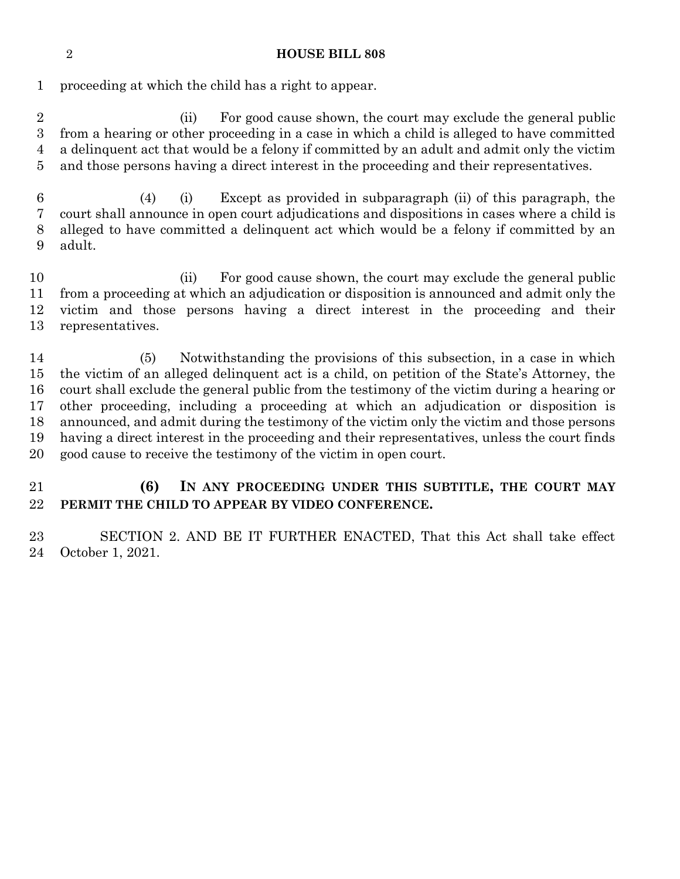proceeding at which the child has a right to appear.

(ii) For good cause shown, the court may exclude the general public from a hearing or other proceeding in a case in which a child is alleged to have committed a delinquent act that would be a felony if committed by an adult and admit only the victim and those persons having a direct interest in the proceeding and their representatives.

(4) (i) Except as provided in subparagraph (ii) of this paragraph, the court shall announce in open court adjudications and dispositions in cases where a child is alleged to have committed a delinquent act which would be a felony if committed by an adult.

(ii) For good cause shown, the court may exclude the general public from a proceeding at which an adjudication or disposition is announced and admit only the victim and those persons having a direct interest in the proceeding and their representatives.

(5) Notwithstanding the provisions of this subsection, in a case in which the victim of an alleged delinquent act is a child, on petition of the State's Attorney, the court shall exclude the general public from the testimony of the victim during a hearing or other proceeding, including a proceeding at which an adjudication or disposition is announced, and admit during the testimony of the victim only the victim and those persons having a direct interest in the proceeding and their representatives, unless the court finds good cause to receive the testimony of the victim in open court.

**(6) IN ANY PROCEEDING UNDER THIS SUBTITLE, THE COURT MAY PERMIT THE CHILD TO APPEAR BY VIDEO CONFERENCE.**

SECTION 2. AND BE IT FURTHER ENACTED, That this Act shall take effect October 1, 2021.